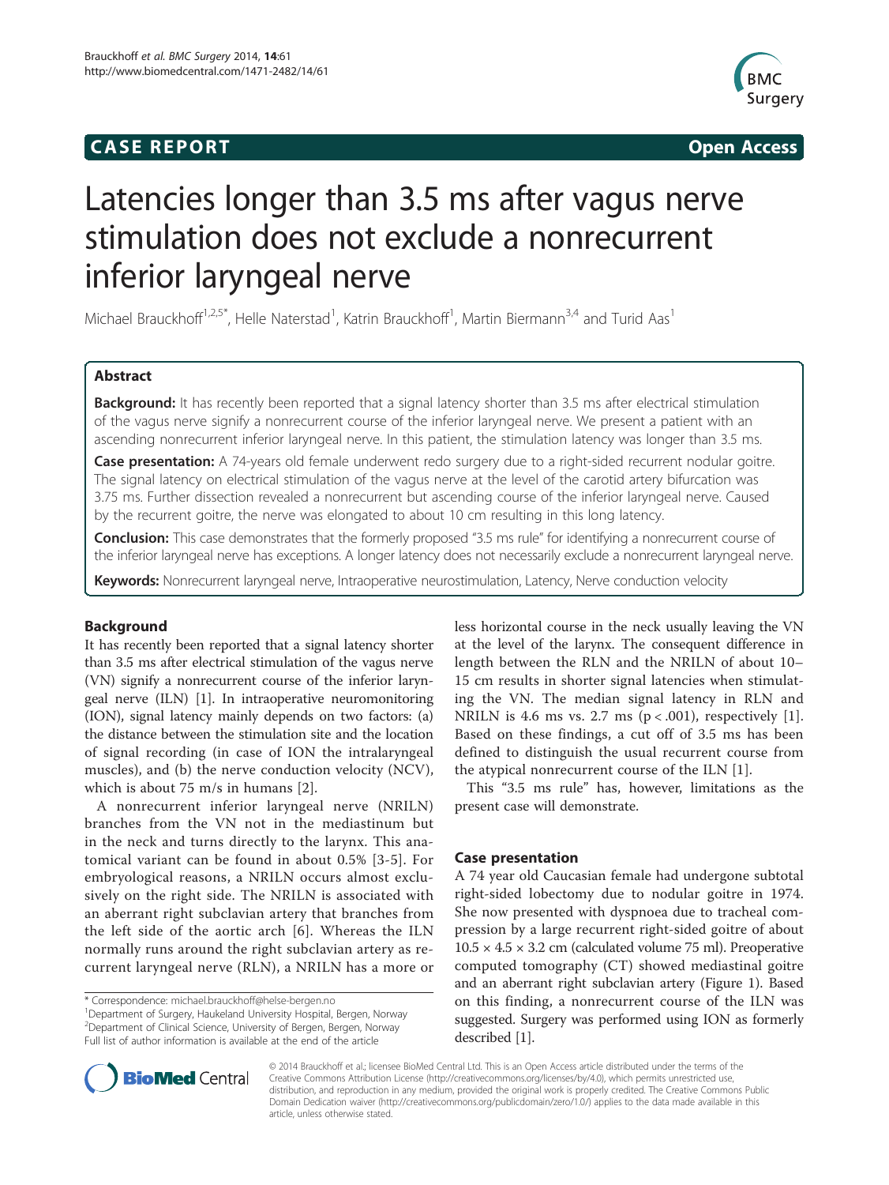CASE REPORT

Open Access

# Latencies longer than 3.5 ms after vagus nerve stimulation does not exclude a nonrecurrent inferior laryngeal nerve

Michael Brauckhoff[1,2,5*], Helle Naterstad[1], Katrin Brauckhoff[1], Martin Biermann[3,4] and Turid Aas[1]

## Abstract

**Background:** It has recently been reported that a signal latency shorter than 3.5 ms after electrical stimulation of the vagus nerve signify a nonrecurrent course of the inferior laryngeal nerve. We present a patient with an ascending nonrecurrent inferior laryngeal nerve. In this patient, the stimulation latency was longer than 3.5 ms.

**Case presentation:** A 74-years old female underwent redo surgery due to a right-sided recurrent nodular goitre. The signal latency on electrical stimulation of the vagus nerve at the level of the carotid artery bifurcation was 3.75 ms. Further dissection revealed a nonrecurrent but ascending course of the inferior laryngeal nerve. Caused by the recurrent goitre, the nerve was elongated to about 10 cm resulting in this long latency.

**Conclusion:** This case demonstrates that the formerly proposed "3.5 ms rule" for identifying a nonrecurrent course of the inferior laryngeal nerve has exceptions. A longer latency does not necessarily exclude a nonrecurrent laryngeal nerve.

**Keywords:** Nonrecurrent laryngeal nerve, Intraoperative neurostimulation, Latency, Nerve conduction velocity

## Background

It has recently been reported that a signal latency shorter than 3.5 ms after electrical stimulation of the vagus nerve (VN) signify a nonrecurrent course of the inferior laryngeal nerve (ILN) [1]. In intraoperative neuromonitoring (ION), signal latency mainly depends on two factors: (a) the distance between the stimulation site and the location of signal recording (in case of ION the intralaryngeal muscles), and (b) the nerve conduction velocity (NCV), which is about 75 m/s in humans [2].

A nonrecurrent inferior laryngeal nerve (NRILN) branches from the VN not in the mediastinum but in the neck and turns directly to the larynx. This anatomical variant can be found in about 0.5% [3-5]. For embryological reasons, a NRILN occurs almost exclusively on the right side. The NRILN is associated with an aberrant right subclavian artery that branches from the left side of the aortic arch [6]. Whereas the ILN normally runs around the right subclavian artery as recurrent laryngeal nerve (RLN), a NRILN has a more or less horizontal course in the neck usually leaving the VN at the level of the larynx. The consequent difference in length between the RLN and the NRILN of about 10–15 cm results in shorter signal latencies when stimulating the VN. The median signal latency in RLN and NRILN is 4.6 ms vs. 2.7 ms ($p < .001$), respectively [1]. Based on these findings, a cut off of 3.5 ms has been defined to distinguish the usual recurrent course from the atypical nonrecurrent course of the ILN [1].

This "3.5 ms rule" has, however, limitations as the present case will demonstrate.

## Case presentation

A 74 year old Caucasian female had undergone subtotal right-sided lobectomy due to nodular goitre in 1974. She now presented with dyspnoea due to tracheal compression by a large recurrent right-sided goitre of about $10.5 \times 4.5 \times 3.2$ cm (calculated volume 75 ml). Preoperative computed tomography (CT) showed mediastinal goitre and an aberrant right subclavian artery (Figure 1). Based on this finding, a nonrecurrent course of the ILN was suggested. Surgery was performed using ION as formerly described [1].

\* Correspondence: michael.brauckhoff@helse-bergen.no
[1]Department of Surgery, Haukeland University Hospital, Bergen, Norway
[2]Department of Clinical Science, University of Bergen, Bergen, Norway
Full list of author information is available at the end of the article

© 2014 Brauckhoff et al.; licensee BioMed Central Ltd. This is an Open Access article distributed under the terms of the Creative Commons Attribution License (http://creativecommons.org/licenses/by/4.0), which permits unrestricted use, distribution, and reproduction in any medium, provided the original work is properly credited. The Creative Commons Public Domain Dedication waiver (http://creativecommons.org/publicdomain/zero/1.0/) applies to the data made available in this article, unless otherwise stated.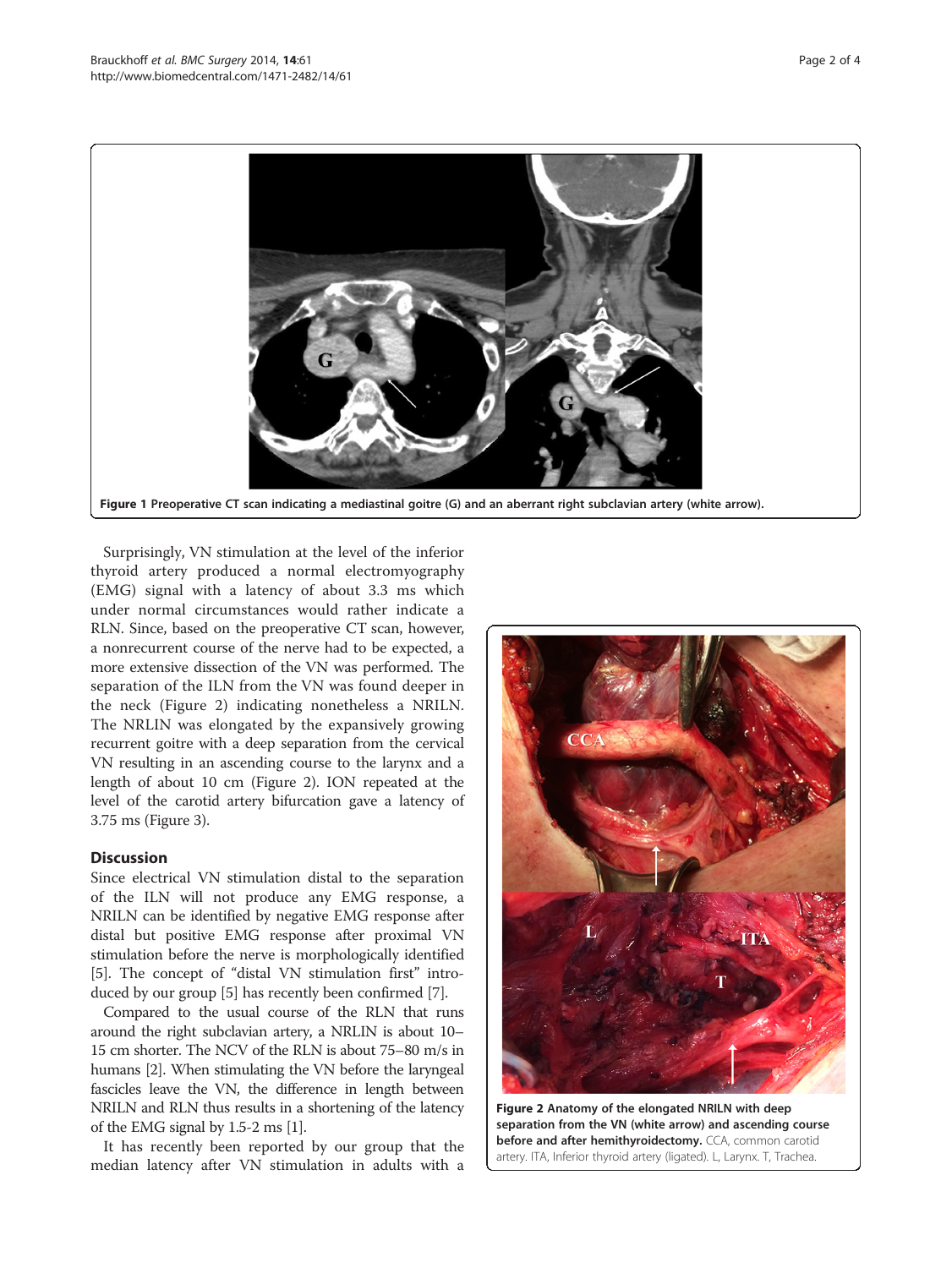Figure 1 Preoperative CT scan indicating a mediastinal goitre (G) and an aberrant right subclavian artery (white arrow).

Surprisingly, VN stimulation at the level of the inferior thyroid artery produced a normal electromyography (EMG) signal with a latency of about 3.3 ms which under normal circumstances would rather indicate a RLN. Since, based on the preoperative CT scan, however, a nonrecurrent course of the nerve had to be expected, a more extensive dissection of the VN was performed. The separation of the ILN from the VN was found deeper in the neck (Figure 2) indicating nonetheless a NRILN. The NRLIN was elongated by the expansively growing recurrent goitre with a deep separation from the cervical VN resulting in an ascending course to the larynx and a length of about 10 cm (Figure 2). ION repeated at the level of the carotid artery bifurcation gave a latency of 3.75 ms (Figure 3).

## Discussion

Since electrical VN stimulation distal to the separation of the ILN will not produce any EMG response, a NRILN can be identified by negative EMG response after distal but positive EMG response after proximal VN stimulation before the nerve is morphologically identified [5]. The concept of "distal VN stimulation first" introduced by our group [5] has recently been confirmed [7].

Compared to the usual course of the RLN that runs around the right subclavian artery, a NRLIN is about 10–15 cm shorter. The NCV of the RLN is about 75–80 m/s in humans [2]. When stimulating the VN before the laryngeal fascicles leave the VN, the difference in length between NRILN and RLN thus results in a shortening of the latency of the EMG signal by 1.5-2 ms [1].

It has recently been reported by our group that the median latency after VN stimulation in adults with a

Figure 2 Anatomy of the elongated NRILN with deep separation from the VN (white arrow) and ascending course before and after hemithyroidectomy. CCA, common carotid artery. ITA, Inferior thyroid artery (ligated). L, Larynx. T, Trachea.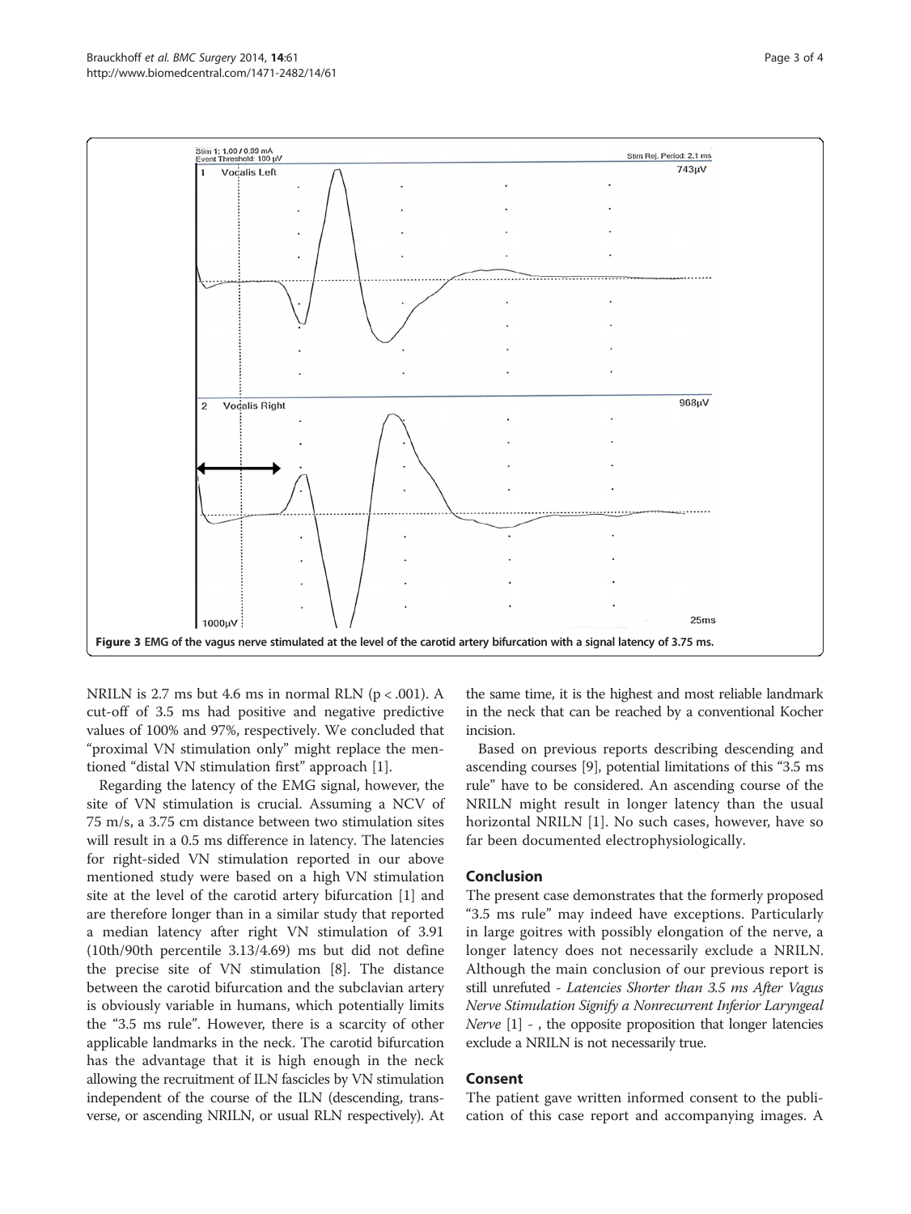Figure 3 EMG of the vagus nerve stimulated at the level of the carotid artery bifurcation with a signal latency of 3.75 ms.

NRILN is 2.7 ms but 4.6 ms in normal RLN ($p < .001$). A cut-off of 3.5 ms had positive and negative predictive values of 100% and 97%, respectively. We concluded that "proximal VN stimulation only" might replace the mentioned "distal VN stimulation first" approach [1].

Regarding the latency of the EMG signal, however, the site of VN stimulation is crucial. Assuming a NCV of 75 m/s, a 3.75 cm distance between two stimulation sites will result in a 0.5 ms difference in latency. The latencies for right-sided VN stimulation reported in our above mentioned study were based on a high VN stimulation site at the level of the carotid artery bifurcation [1] and are therefore longer than in a similar study that reported a median latency after right VN stimulation of 3.91 (10th/90th percentile 3.13/4.69) ms but did not define the precise site of VN stimulation [8]. The distance between the carotid bifurcation and the subclavian artery is obviously variable in humans, which potentially limits the "3.5 ms rule". However, there is a scarcity of other applicable landmarks in the neck. The carotid bifurcation has the advantage that it is high enough in the neck allowing the recruitment of ILN fascicles by VN stimulation independent of the course of the ILN (descending, transverse, or ascending NRILN, or usual RLN respectively). At the same time, it is the highest and most reliable landmark in the neck that can be reached by a conventional Kocher incision.

Based on previous reports describing descending and ascending courses [9], potential limitations of this "3.5 ms rule" have to be considered. An ascending course of the NRILN might result in longer latency than the usual horizontal NRILN [1]. No such cases, however, have so far been documented electrophysiologically.

## Conclusion

The present case demonstrates that the formerly proposed "3.5 ms rule" may indeed have exceptions. Particularly in large goitres with possibly elongation of the nerve, a longer latency does not necessarily exclude a NRILN. Although the main conclusion of our previous report is still unrefuted - *Latencies Shorter than 3.5 ms After Vagus Nerve Stimulation Signify a Nonrecurrent Inferior Laryngeal Nerve* [1] - , the opposite proposition that longer latencies exclude a NRILN is not necessarily true.

## Consent

The patient gave written informed consent to the publication of this case report and accompanying images. A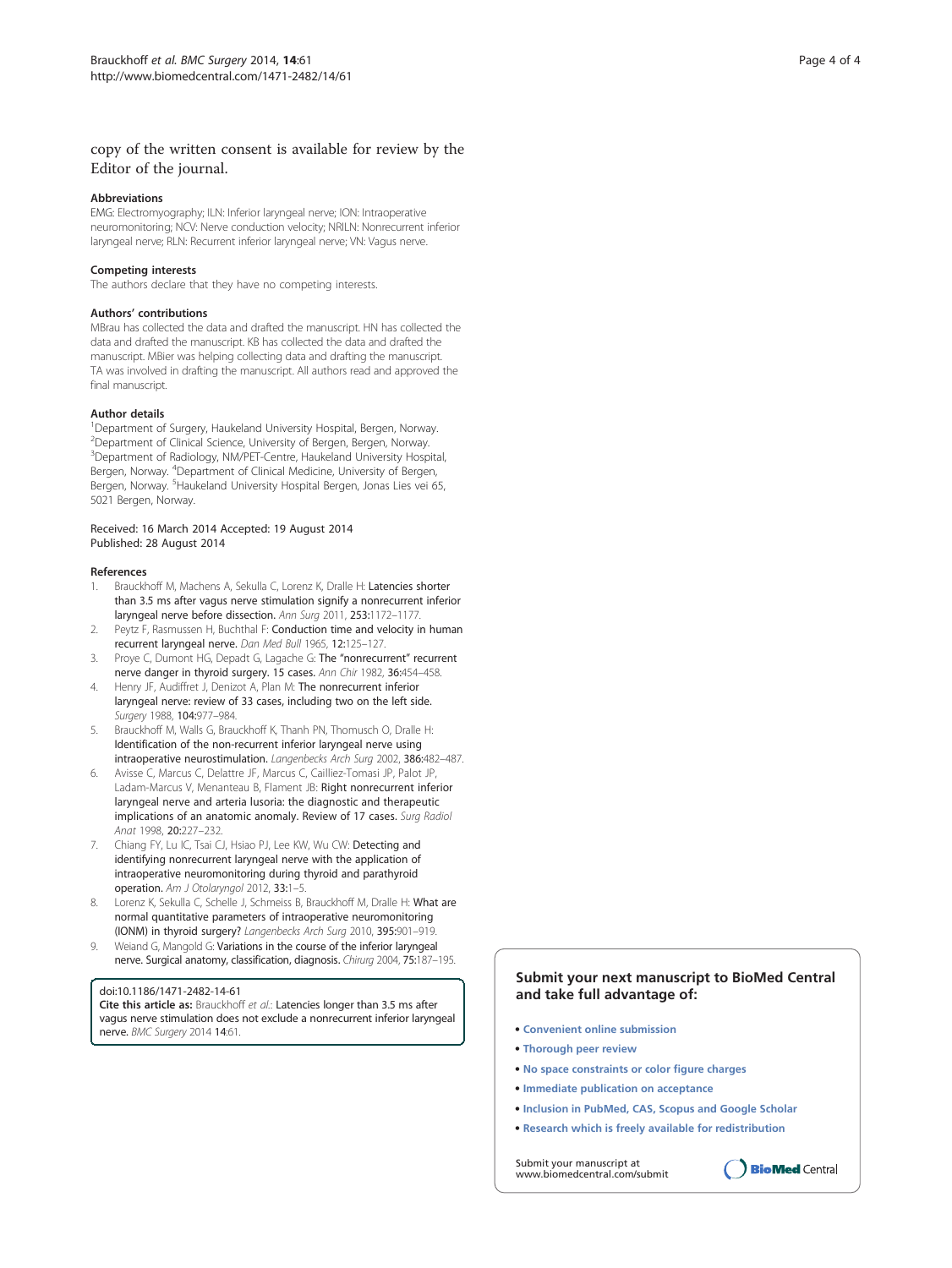copy of the written consent is available for review by the Editor of the journal.

### Abbreviations

EMG: Electromyography; ILN: Inferior laryngeal nerve; ION: Intraoperative neuromonitoring; NCV: Nerve conduction velocity; NRILN: Nonrecurrent inferior laryngeal nerve; RLN: Recurrent inferior laryngeal nerve; VN: Vagus nerve.

### Competing interests

The authors declare that they have no competing interests.

### Authors' contributions

MBrau has collected the data and drafted the manuscript. HN has collected the data and drafted the manuscript. KB has collected the data and drafted the manuscript. MBier was helping collecting data and drafting the manuscript. TA was involved in drafting the manuscript. All authors read and approved the final manuscript.

### Author details

[1]Department of Surgery, Haukeland University Hospital, Bergen, Norway. [2]Department of Clinical Science, University of Bergen, Bergen, Norway. [3]Department of Radiology, NM/PET-Centre, Haukeland University Hospital, Bergen, Norway. [4]Department of Clinical Medicine, University of Bergen, Bergen, Norway. [5]Haukeland University Hospital Bergen, Jonas Lies vei 65, 5021 Bergen, Norway.

Received: 16 March 2014 Accepted: 19 August 2014
Published: 28 August 2014

### References

1. Brauckhoff M, Machens A, Sekulla C, Lorenz K, Dralle H: **Latencies shorter than 3.5 ms after vagus nerve stimulation signify a nonrecurrent inferior laryngeal nerve before dissection.** *Ann Surg* 2011, **253:**1172–1177.
2. Peytz F, Rasmussen H, Buchthal F: **Conduction time and velocity in human recurrent laryngeal nerve.** *Dan Med Bull* 1965, **12:**125–127.
3. Proye C, Dumont HG, Depadt G, Lagache G: **The "nonrecurrent" recurrent nerve danger in thyroid surgery. 15 cases.** *Ann Chir* 1982, **36:**454–458.
4. Henry JF, Audiffret J, Denizot A, Plan M: **The nonrecurrent inferior laryngeal nerve: review of 33 cases, including two on the left side.** *Surgery* 1988, **104:**977–984.
5. Brauckhoff M, Walls G, Brauckhoff K, Thanh PN, Thomusch O, Dralle H: **Identification of the non-recurrent inferior laryngeal nerve using intraoperative neurostimulation.** *Langenbecks Arch Surg* 2002, **386:**482–487.
6. Avisse C, Marcus C, Delattre JF, Marcus C, Cailliez-Tomasi JP, Palot JP, Ladam-Marcus V, Menanteau B, Flament JB: **Right nonrecurrent inferior laryngeal nerve and arteria lusoria: the diagnostic and therapeutic implications of an anatomic anomaly. Review of 17 cases.** *Surg Radiol Anat* 1998, **20:**227–232.
7. Chiang FY, Lu IC, Tsai CJ, Hsiao PJ, Lee KW, Wu CW: **Detecting and identifying nonrecurrent laryngeal nerve with the application of intraoperative neuromonitoring during thyroid and parathyroid operation.** *Am J Otolaryngol* 2012, **33:**1–5.
8. Lorenz K, Sekulla C, Schelle J, Schmeiss B, Brauckhoff M, Dralle H: **What are normal quantitative parameters of intraoperative neuromonitoring (IONM) in thyroid surgery?** *Langenbecks Arch Surg* 2010, **395:**901–919.
9. Weiand G, Mangold G: **Variations in the course of the inferior laryngeal nerve. Surgical anatomy, classification, diagnosis.** *Chirurg* 2004, **75:**187–195.

doi:10.1186/1471-2482-14-61
**Cite this article as:** Brauckhoff *et al.*: Latencies longer than 3.5 ms after vagus nerve stimulation does not exclude a nonrecurrent inferior laryngeal nerve. *BMC Surgery* 2014 **14**:61.

**Submit your next manuscript to BioMed Central and take full advantage of:**

- **Convenient online submission**
- **Thorough peer review**
- **No space constraints or color figure charges**
- **Immediate publication on acceptance**
- **Inclusion in PubMed, CAS, Scopus and Google Scholar**
- **Research which is freely available for redistribution**

Submit your manuscript at
www.biomedcentral.com/submit

BioMed Central